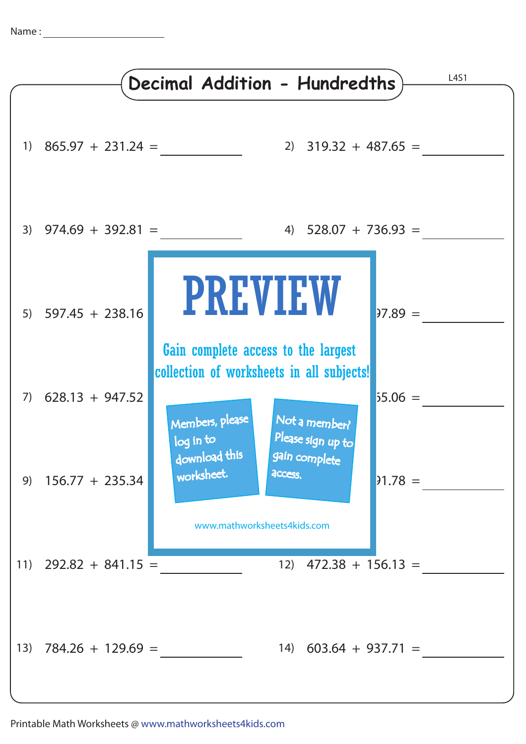Name : ______________________

# Decimal Addition - Hundredths

L4S1

1) 865.97 + 231.24 = __________

2) 319.32 + 487.65 = __________

3) 974.69 + 392.81 = __________

4) 528.07 + 736.93 = __________

5) 597.45 + 238.16

PREVIEW

Gain complete access to the largest collection of worksheets in all subjects!

Members, please log in to download this worksheet.

Not a member? Please sign up to gain complete access.

www.mathworksheets4kids.com

6) ...97.89 = __________

7) 628.13 + 947.52

8) ...55.06 = __________

9) 156.77 + 235.34

10) ...91.78 = __________

11) 292.82 + 841.15 = __________

12) 472.38 + 156.13 = __________

13) 784.26 + 129.69 = __________

14) 603.64 + 937.71 = __________

Printable Math Worksheets @ www.mathworksheets4kids.com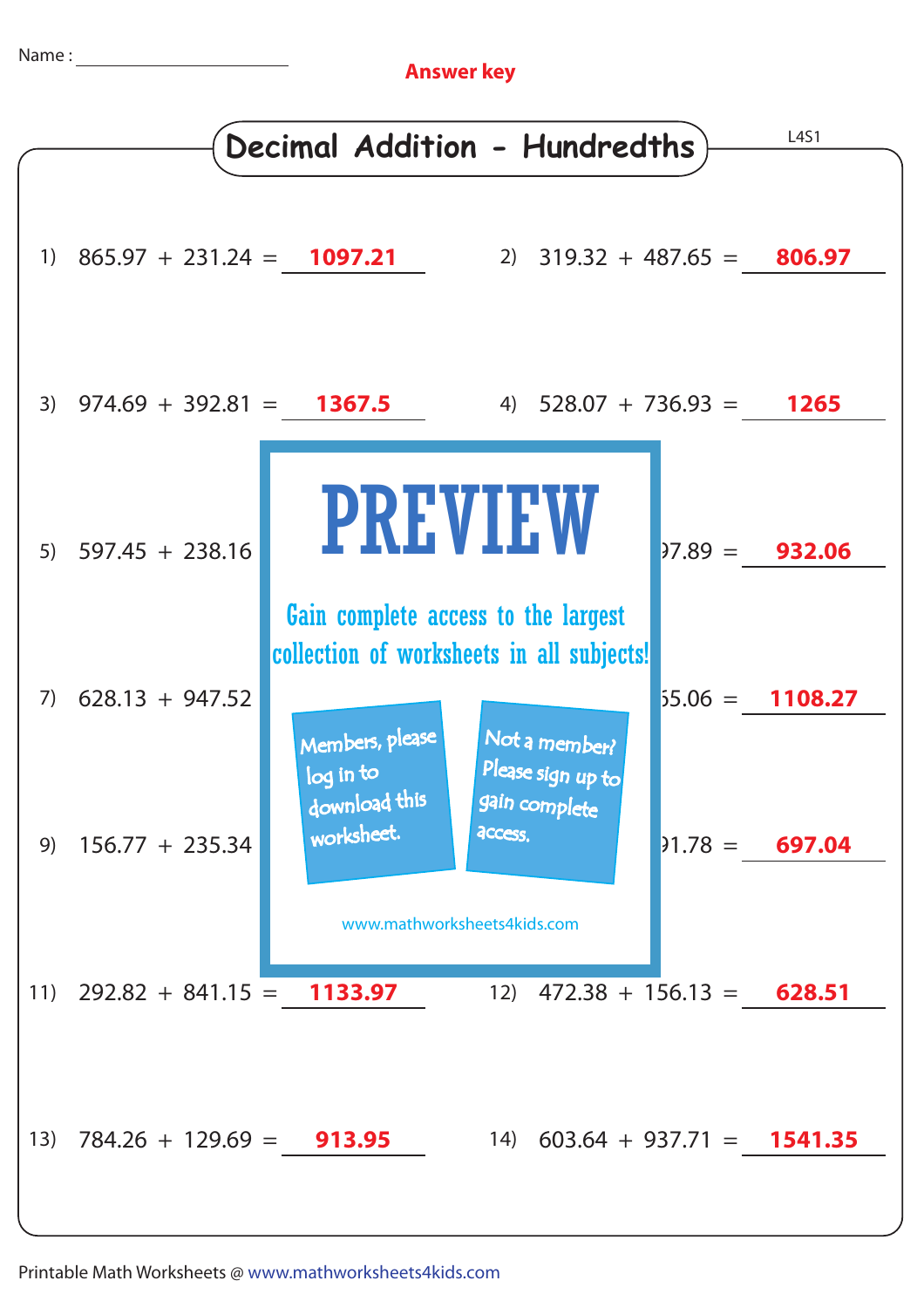Name : ____________________

**Answer key**

# Decimal Addition - Hundredths

L4S1

1) $865.97 + 231.24 =$ **1097.21**

2) $319.32 + 487.65 =$ **806.97**

3) $974.69 + 392.81 =$ **1367.5**

4) $528.07 + 736.93 =$ **1265**

5) $597.45 + 238.16$

6) 7.89 = **932.06**

7) $628.13 + 947.52$

8) 5.06 = **1108.27**

9) $156.77 + 235.34$

10) 1.78 = **697.04**

PREVIEW

Gain complete access to the largest collection of worksheets in all subjects!

Members, please log in to download this worksheet.

Not a member? Please sign up to gain complete access.

www.mathworksheets4kids.com

11) $292.82 + 841.15 =$ **1133.97**

12) $472.38 + 156.13 =$ **628.51**

13) $784.26 + 129.69 =$ **913.95**

14) $603.64 + 937.71 =$ **1541.35**

Printable Math Worksheets @ www.mathworksheets4kids.com